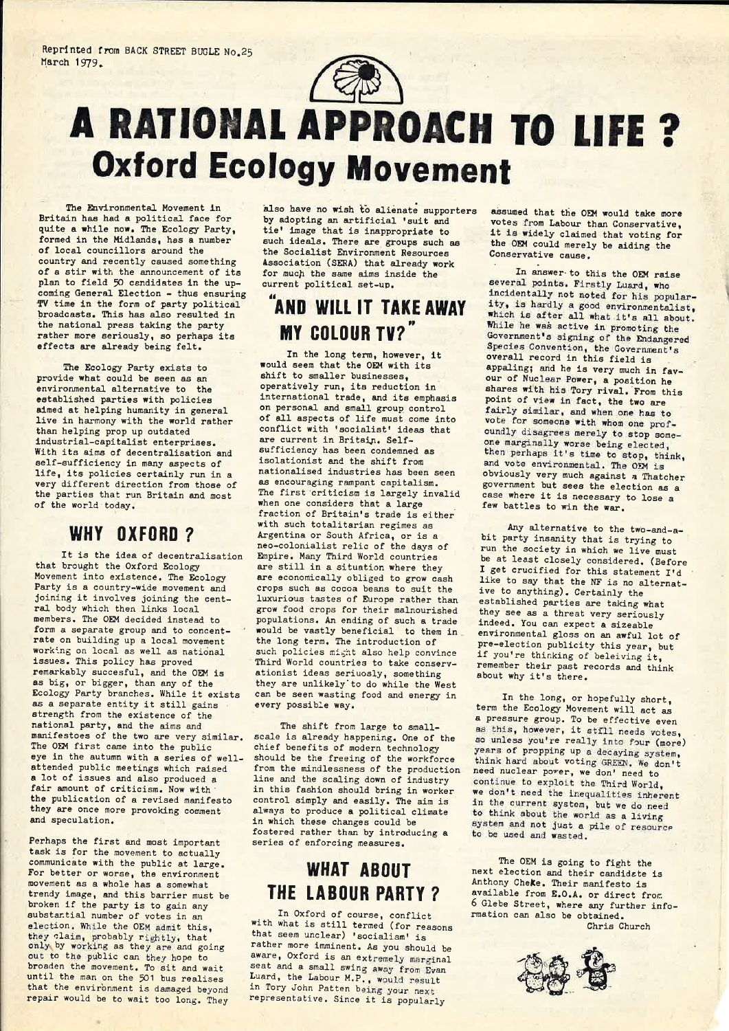Reprinted from BACK STREET BUGLE No.25
March 1979.

# A RATIONAL APPROACH TO LIFE ?

## Oxford Ecology Movement

The Environmental Movement in Britain has had a political face for quite a while now. The Ecology Party, formed in the Midlands, has a number of local councillors around the country and recently caused something of a stir with the announcement of its plan to field 50 candidates in the upcoming General Election - thus ensuring TV time in the form of party political broadcasts. This has also resulted in the national press taking the party rather more seriously, so perhaps its effects are already being felt.

The Ecology Party exists to provide what could be seen as an environmental alternative to the established parties with policies aimed at helping humanity in general live in harmony with the world rather than helping prop up outdated industrial-capitalist enterprises. With its aims of decentralisation and self-sufficiency in many aspects of life, its policies certainly run in a very different direction from those of the parties that run Britain and most of the world today.

## WHY OXFORD ?

It is the idea of decentralisation that brought the Oxford Ecology Movement into existence. The Ecology Party is a country-wide movement and joining it involves joining the central body which then links local members. The OEM decided instead to form a separate group and to concentrate on building up a local movement working on local as well as national issues. This policy has proved remarkably succesful, and the OEM is as big, or bigger, than any of the Ecology Party branches. While it exists as a separate entity it still gains strength from the existence of the national party, and the aims and manifestoes of the two are very similar. The OEM first came into the public eye in the autumn with a series of well-attended public meetings which raised a lot of issues and also produced a fair amount of criticism. Now with the publication of a revised manifesto they are once more provoking comment and speculation.

Perhaps the first and most important task is for the movement to actually communicate with the public at large. For better or worse, the environment movement as a whole has a somewhat trendy image, and this barrier must be broken if the party is to gain any substantial number of votes in an election. While the OEM admit this, they claim, probably rightly, that only by working as they are and going out to the public can they hope to broaden the movement. To sit and wait until the man on the 501 bus realises that the environment is damaged beyond repair would be to wait too long. They also have no wish to alienate supporters by adopting an artificial 'suit and tie' image that is inappropriate to such ideals. There are groups such as the Socialist Environment Resources Association (SERA) that already work for much the same aims inside the current political set-up.

## "AND WILL IT TAKE AWAY MY COLOUR TV?"

In the long term, however, it would seem that the OEM with its shift to smaller businesses, operatively run, its reduction in international trade, and its emphasis on personal and small group control of all aspects of life must come into conflict with 'socialist' ideas that are current in Britain. Self-sufficiency has been condemned as isolationist and the shift from nationalised industries has been seen as encouraging rampant capitalism. The first criticism is largely invalid when one considers that a large fraction of Britain's trade is either with such totalitarian regimes as Argentina or South Africa, or is a neo-colonialist relic of the days of Empire. Many Third World countries are still in a situation where they are economically obliged to grow cash crops such as cocoa beans to suit the luxurious tastes of Europe rather than grow food crops for their malnourished populations. An ending of such a trade would be vastly beneficial to them in the long term. The introduction of such policies might also help convince Third World countries to take conservationist ideas seriuosly, something they are unlikely to do while the West can be seen wasting food and energy in every possible way.

The shift from large to small-scale is already happening. One of the chief benefits of modern technology should be the freeing of the workforce from the mindlessness of the production line and the scaling down of industry in this fashion should bring in worker control simply and easily. The aim is always to produce a political climate in which these changes could be fostered rather than by introducing a series of enforcing measures.

## WHAT ABOUT THE LABOUR PARTY ?

In Oxford of course, conflict with what is still termed (for reasons that seem unclear) 'socialism' is rather more imminent. As you should be aware, Oxford is an extremely marginal seat and a small swing away from Evan Luard, the Labour M.P., would result in Tory John Patten being your next representative. Since it is popularly assumed that the OEM would take more votes from Labour than Conservative, it is widely claimed that voting for the OEM could merely be aiding the Conservative cause.

In answer to this the OEM raise several points. Firstly Luard, who incidentally not noted for his popularity, is hardly a good environmentalist, which is after all what it's all about. While he was active in promoting the Government's signing of the Endangered Species Convention, the Government's overall record in this field is appaling; and he is very much in favour of Nuclear Power, a position he shares with his Tory rival. From this point of view in fact, the two are fairly similar, and when one has to vote for someone with whom one profoundly disagrees merely to stop someone marginally worse being elected, then perhaps it's time to stop, think, and vote environmental. The OEM is obviously very much against a Thatcher government but sees the election as a case where it is necessary to lose a few battles to win the war.

Any alternative to the two-and-a-bit party insanity that is trying to run the society in which we live must be at least closely considered. (Before I get crucified for this statement I'd like to say that the NF is no alternative to anything). Certainly the established parties are taking what they see as a threat very seriously indeed. You can expect a sizeable environmental gloss on an awful lot of pre-election publicity this year, but if you're thinking of beleiving it, remember their past records and think about why it's there.

In the long, or hopefully short, term the Ecology Movement will act as a pressure group. To be effective even as this, however, it still needs votes, so unless you're really into four (more) years of propping up a decaying system, think hard about voting GREEN. We don't need nuclear power, we don' need to continue to exploit the Third World, we don't need the inequalities inherent in the current system, but we do need to think about the world as a living system and not just a pile of resource to be used and wasted.

The OEM is going to fight the next election and their candidate is Anthony Cheke. Their manifesto is available from E.O.A. or direct from 6 Glebe Street, where any further information can also be obtained.

Chris Church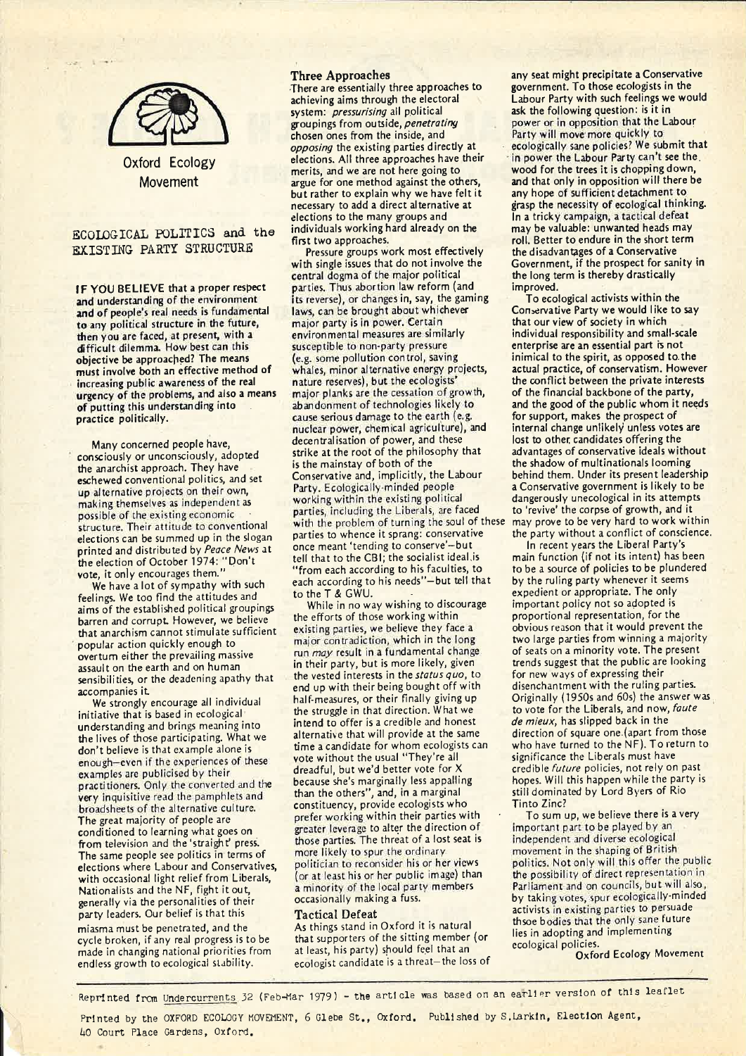Oxford Ecology Movement

## ECOLOGICAL POLITICS and the EXISTING PARTY STRUCTURE

**IF YOU BELIEVE that a proper respect and understanding of the environment and of people's real needs is fundamental to any political structure in the future, then you are faced, at present, with a difficult dilemma. How best can this objective be approached? The means must involve both an effective method of increasing public awareness of the real urgency of the problems, and also a means of putting this understanding into practice politically.**

Many concerned people have, consciously or unconsciously, adopted the anarchist approach. They have eschewed conventional politics, and set up alternative projects on their own, making themselves as independent as possible of the existing economic structure. Their attitude to conventional elections can be summed up in the slogan printed and distributed by *Peace News* at the election of October 1974: "Don't vote, it only encourages them."

We have a lot of sympathy with such feelings. We too find the attitudes and aims of the established political groupings barren and corrupt. However, we believe that anarchism cannot stimulate sufficient popular action quickly enough to overturn either the prevailing massive assault on the earth and on human sensibilities, or the deadening apathy that accompanies it.

We strongly encourage all individual initiative that is based in ecological understanding and brings meaning into the lives of those participating. What we don't believe is that example alone is enough—even if the experiences of these examples are publicised by their practitioners. Only the converted and the very inquisitive read the pamphlets and broadsheets of the alternative culture. The great majority of people are conditioned to learning what goes on from television and the 'straight' press. The same people see politics in terms of elections where Labour and Conservatives, with occasional light relief from Liberals, Nationalists and the NF, fight it out, generally via the personalities of their party leaders. Our belief is that this miasma must be penetrated, and the cycle broken, if any real progress is to be made in changing national priorities from endless growth to ecological stability.

### Three Approaches

There are essentially three approaches to achieving aims through the electoral system: *pressurising* all political groupings from outside, *penetrating* chosen ones from the inside, and *opposing* the existing parties directly at elections. All three approaches have their merits, and we are not here going to argue for one method against the others, but rather to explain why we have felt it necessary to add a direct alternative at elections to the many groups and individuals working hard already on the first two approaches.

Pressure groups work most effectively with single issues that do not involve the central dogma of the major political parties. Thus abortion law reform (and its reverse), or changes in, say, the gaming laws, can be brought about whichever major party is in power. Certain environmental measures are similarly susceptible to non-party pressure (e.g. some pollution control, saving whales, minor alternative energy projects, nature reserves), but the ecologists' major planks are the cessation of growth, abandonment of technologies likely to cause serious damage to the earth (e.g. nuclear power, chemical agriculture), and decentralisation of power, and these strike at the root of the philosophy that is the mainstay of both of the Conservative and, implicitly, the Labour Party. Ecologically-minded people working within the existing political parties, including the Liberals, are faced with the problem of turning the soul of these parties to whence it sprang: conservative once meant 'tending to conserve'—but tell that to the CBI; the socialist ideal is "from each according to his faculties, to each according to his needs"—but tell that to the T & GWU.

While in no way wishing to discourage the efforts of those working within existing parties, we believe they face a major contradiction, which in the long run *may* result in a fundamental change in their party, but is more likely, given the vested interests in the *status quo*, to end up with their being bought off with half-measures, or their finally giving up the struggle in that direction. What we intend to offer is a credible and honest alternative that will provide at the same time a candidate for whom ecologists can vote without the usual "They're all dreadful, but we'd better vote for X because she's marginally less appalling than the others", and, in a marginal constituency, provide ecologists who prefer working within their parties with greater leverage to alter the direction of those parties. The threat of a lost seat is more likely to spur the ordinary politician to reconsider his or her views (or at least his or her public image) than a minority of the local party members occasionally making a fuss.

### Tactical Defeat

As things stand in Oxford it is natural that supporters of the sitting member (or at least, his party) should feel that an ecologist candidate is a threat—the loss of any seat might precipitate a Conservative government. To those ecologists in the Labour Party with such feelings we would ask the following question: is it in power or in opposition that the Labour Party will move more quickly to ecologically sane policies? We submit that in power the Labour Party can't see the wood for the trees it is chopping down, and that only in opposition will there be any hope of sufficient detachment to grasp the necessity of ecological thinking. In a tricky campaign, a tactical defeat may be valuable: unwanted heads may roll. Better to endure in the short term the disadvantages of a Conservative Government, if the prospect for sanity in the long term is thereby drastically improved.

To ecological activists within the Conservative Party we would like to say that our view of society in which individual responsibility and small-scale enterprise are an essential part is not inimical to the spirit, as opposed to the actual practice, of conservatism. However the conflict between the private interests of the financial backbone of the party, and the good of the public whom it needs for support, makes the prospect of internal change unlikely unless votes are lost to other candidates offering the advantages of conservative ideals without the shadow of multinationals looming behind them. Under its present leadership a Conservative government is likely to be dangerously unecological in its attempts to 'revive' the corpse of growth, and it may prove to be very hard to work within the party without a conflict of conscience.

In recent years the Liberal Party's main function (if not its intent) has been to be a source of policies to be plundered by the ruling party whenever it seems expedient or appropriate. The only important policy not so adopted is proportional representation, for the obvious reason that it would prevent the two large parties from winning a majority of seats on a minority vote. The present trends suggest that the public are looking for new ways of expressing their disenchantment with the ruling parties. Originally (1950s and 60s) the answer was to vote for the Liberals, and now, *faute de mieux*, has slipped back in the direction of square one (apart from those who have turned to the NF). To return to significance the Liberals must have credible *future* policies, not rely on past hopes. Will this happen while the party is still dominated by Lord Byers of Rio Tinto Zinc?

To sum up, we believe there is a very important part to be played by an independent and diverse ecological movement in the shaping of British politics. Not only will this offer the public the possibility of direct representation in Parliament and on councils, but will also, by taking votes, spur ecologically-minded activists in existing parties to persuade thsoe bodies that the only sane future lies in adopting and implementing ecological policies.

Oxford Ecology Movement

---

Reprinted from Undercurrents 32 (Feb-Mar 1979) - the article was based on an earlier version of this leaflet

Printed by the OXFORD ECOLOGY MOVEMENT, 6 Glebe St., Oxford. Published by S.Larkin, Election Agent, 40 Court Place Gardens, Oxford.